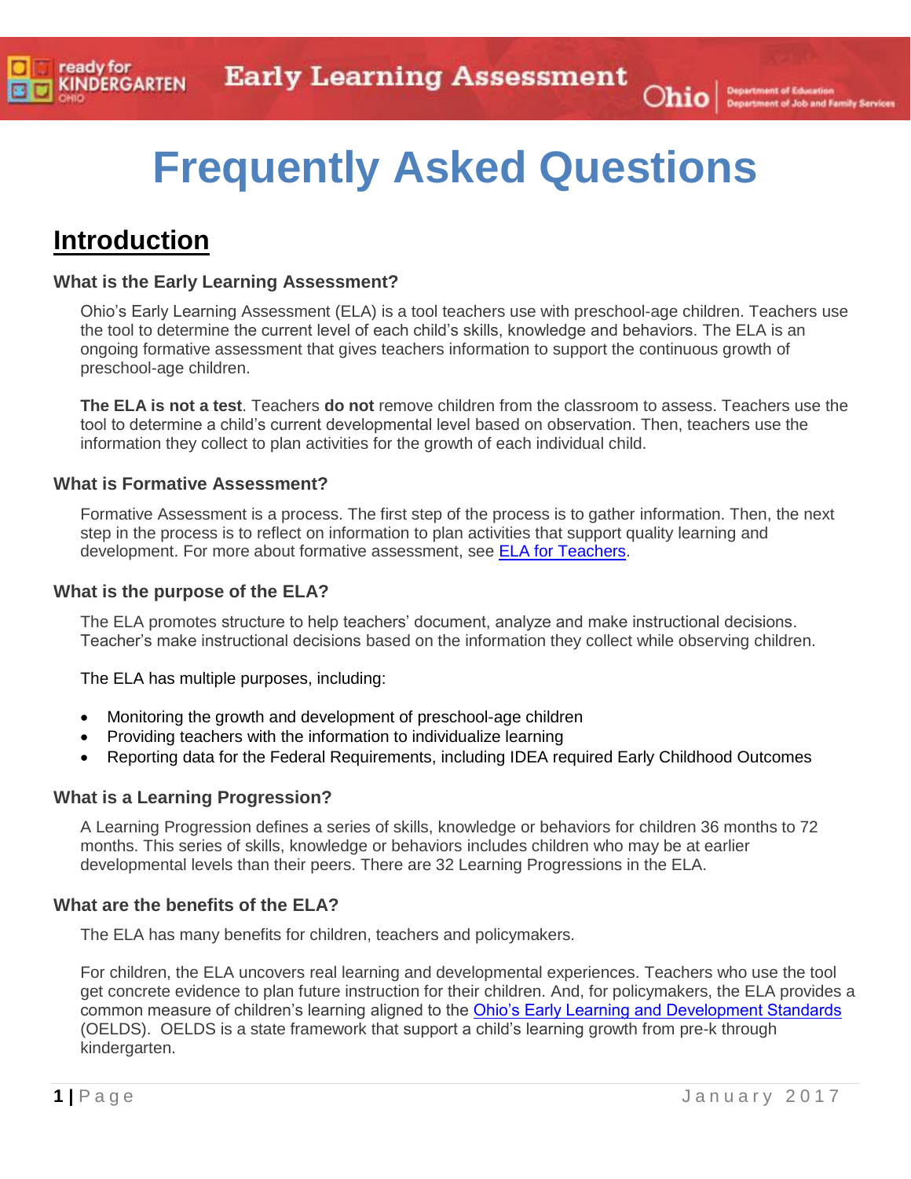# Frequently Asked Questions

## Introduction

### What is the Early Learning Assessment?

Ohio's Early Learning Assessment (ELA) is a tool teachers use with preschool-age children. Teachers use the tool to determine the current level of each child's skills, knowledge and behaviors. The ELA is an ongoing formative assessment that gives teachers information to support the continuous growth of preschool-age children.

**The ELA is not a test**. Teachers **do not** remove children from the classroom to assess. Teachers use the tool to determine a child's current developmental level based on observation. Then, teachers use the information they collect to plan activities for the growth of each individual child.

### What is Formative Assessment?

Formative Assessment is a process. The first step of the process is to gather information. Then, the next step in the process is to reflect on information to plan activities that support quality learning and development. For more about formative assessment, see [ELA for Teachers](ELA for Teachers).

### What is the purpose of the ELA?

The ELA promotes structure to help teachers' document, analyze and make instructional decisions. Teacher's make instructional decisions based on the information they collect while observing children.

The ELA has multiple purposes, including:

- Monitoring the growth and development of preschool-age children
- Providing teachers with the information to individualize learning
- Reporting data for the Federal Requirements, including IDEA required Early Childhood Outcomes

### What is a Learning Progression?

A Learning Progression defines a series of skills, knowledge or behaviors for children 36 months to 72 months. This series of skills, knowledge or behaviors includes children who may be at earlier developmental levels than their peers. There are 32 Learning Progressions in the ELA.

### What are the benefits of the ELA?

The ELA has many benefits for children, teachers and policymakers.

For children, the ELA uncovers real learning and developmental experiences. Teachers who use the tool get concrete evidence to plan future instruction for their children. And, for policymakers, the ELA provides a common measure of children's learning aligned to the [Ohio's Early Learning and Development Standards](Ohio's Early Learning and Development Standards) (OELDS). OELDS is a state framework that support a child's learning growth from pre-k through kindergarten.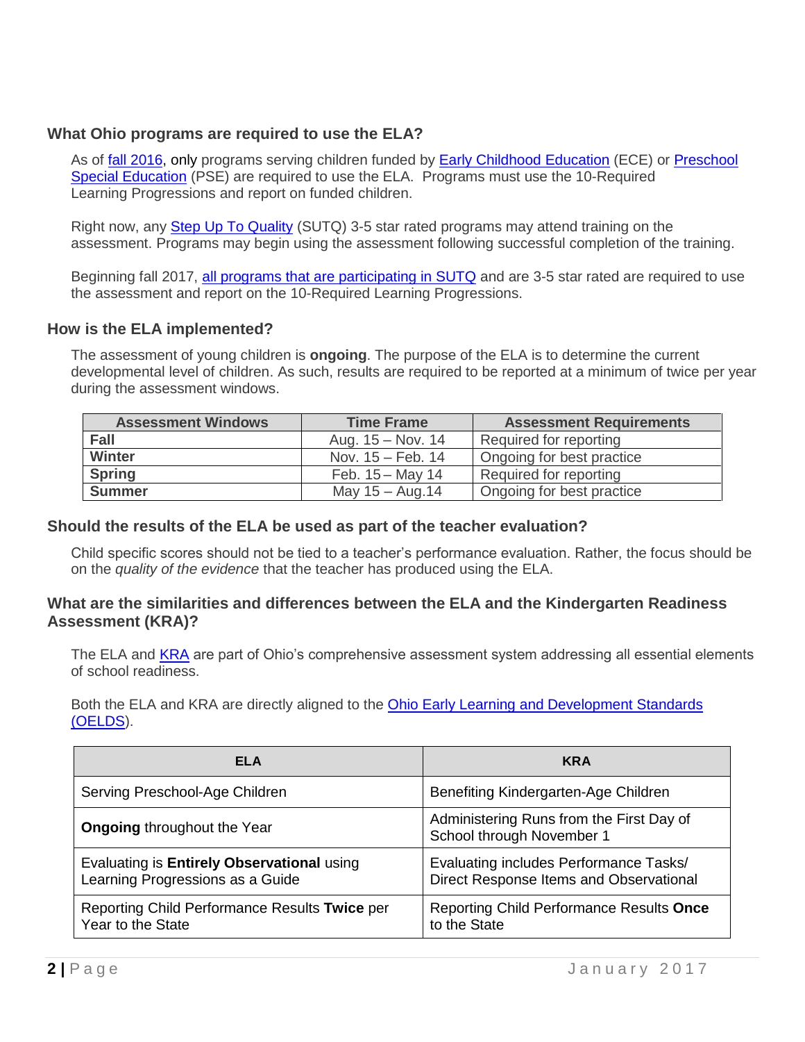### What Ohio programs are required to use the ELA?

As of fall 2016, only programs serving children funded by Early Childhood Education (ECE) or Preschool Special Education (PSE) are required to use the ELA. Programs must use the 10-Required Learning Progressions and report on funded children.

Right now, any Step Up To Quality (SUTQ) 3-5 star rated programs may attend training on the assessment. Programs may begin using the assessment following successful completion of the training.

Beginning fall 2017, all programs that are participating in SUTQ and are 3-5 star rated are required to use the assessment and report on the 10-Required Learning Progressions.

### How is the ELA implemented?

The assessment of young children is **ongoing**. The purpose of the ELA is to determine the current developmental level of children. As such, results are required to be reported at a minimum of twice per year during the assessment windows.

| Assessment Windows | Time Frame | Assessment Requirements |
|---|---|---|
| **Fall** | Aug. 15 – Nov. 14 | Required for reporting |
| **Winter** | Nov. 15 – Feb. 14 | Ongoing for best practice |
| **Spring** | Feb. 15 – May 14 | Required for reporting |
| **Summer** | May 15 – Aug.14 | Ongoing for best practice |

### Should the results of the ELA be used as part of the teacher evaluation?

Child specific scores should not be tied to a teacher's performance evaluation. Rather, the focus should be on the *quality of the evidence* that the teacher has produced using the ELA.

### What are the similarities and differences between the ELA and the Kindergarten Readiness Assessment (KRA)?

The ELA and KRA are part of Ohio's comprehensive assessment system addressing all essential elements of school readiness.

Both the ELA and KRA are directly aligned to the Ohio Early Learning and Development Standards (OELDS).

| ELA | KRA |
|---|---|
| Serving Preschool-Age Children | Benefiting Kindergarten-Age Children |
| **Ongoing** throughout the Year | Administering Runs from the First Day of School through November 1 |
| Evaluating is **Entirely Observational** using Learning Progressions as a Guide | Evaluating includes Performance Tasks/ Direct Response Items and Observational |
| Reporting Child Performance Results **Twice** per Year to the State | Reporting Child Performance Results **Once** to the State |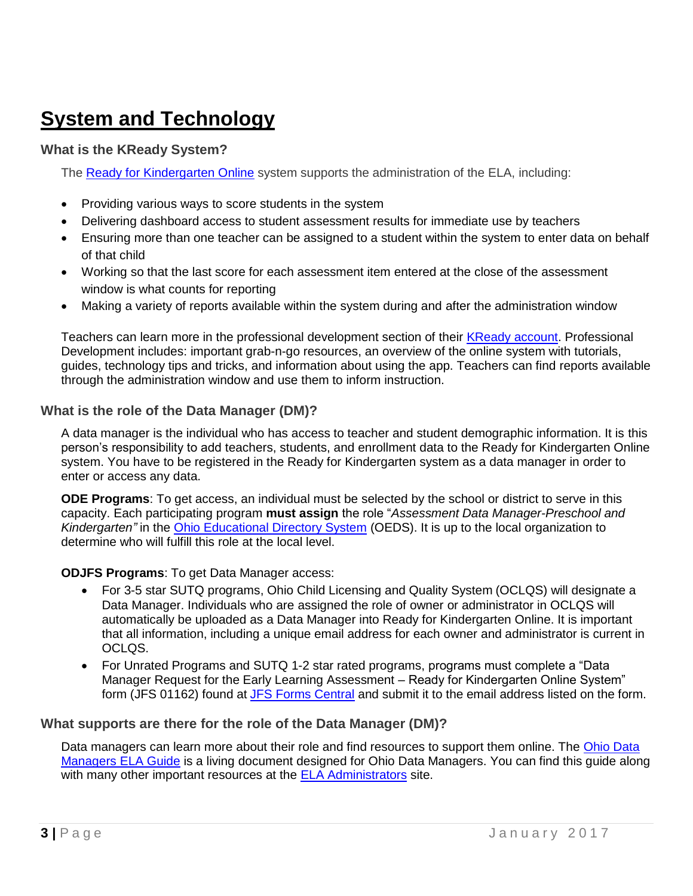# System and Technology

### What is the KReady System?

The Ready for Kindergarten Online system supports the administration of the ELA, including:

- Providing various ways to score students in the system
- Delivering dashboard access to student assessment results for immediate use by teachers
- Ensuring more than one teacher can be assigned to a student within the system to enter data on behalf of that child
- Working so that the last score for each assessment item entered at the close of the assessment window is what counts for reporting
- Making a variety of reports available within the system during and after the administration window

Teachers can learn more in the professional development section of their KReady account. Professional Development includes: important grab-n-go resources, an overview of the online system with tutorials, guides, technology tips and tricks, and information about using the app. Teachers can find reports available through the administration window and use them to inform instruction.

### What is the role of the Data Manager (DM)?

A data manager is the individual who has access to teacher and student demographic information. It is this person's responsibility to add teachers, students, and enrollment data to the Ready for Kindergarten Online system. You have to be registered in the Ready for Kindergarten system as a data manager in order to enter or access any data.

**ODE Programs**: To get access, an individual must be selected by the school or district to serve in this capacity. Each participating program **must assign** the role "*Assessment Data Manager-Preschool and Kindergarten"* in the Ohio Educational Directory System (OEDS). It is up to the local organization to determine who will fulfill this role at the local level.

**ODJFS Programs**: To get Data Manager access:

- For 3-5 star SUTQ programs, Ohio Child Licensing and Quality System (OCLQS) will designate a Data Manager. Individuals who are assigned the role of owner or administrator in OCLQS will automatically be uploaded as a Data Manager into Ready for Kindergarten Online. It is important that all information, including a unique email address for each owner and administrator is current in OCLQS.
- For Unrated Programs and SUTQ 1-2 star rated programs, programs must complete a "Data Manager Request for the Early Learning Assessment – Ready for Kindergarten Online System" form (JFS 01162) found at JFS Forms Central and submit it to the email address listed on the form.

### What supports are there for the role of the Data Manager (DM)?

Data managers can learn more about their role and find resources to support them online. The Ohio Data Managers ELA Guide is a living document designed for Ohio Data Managers. You can find this guide along with many other important resources at the ELA Administrators site.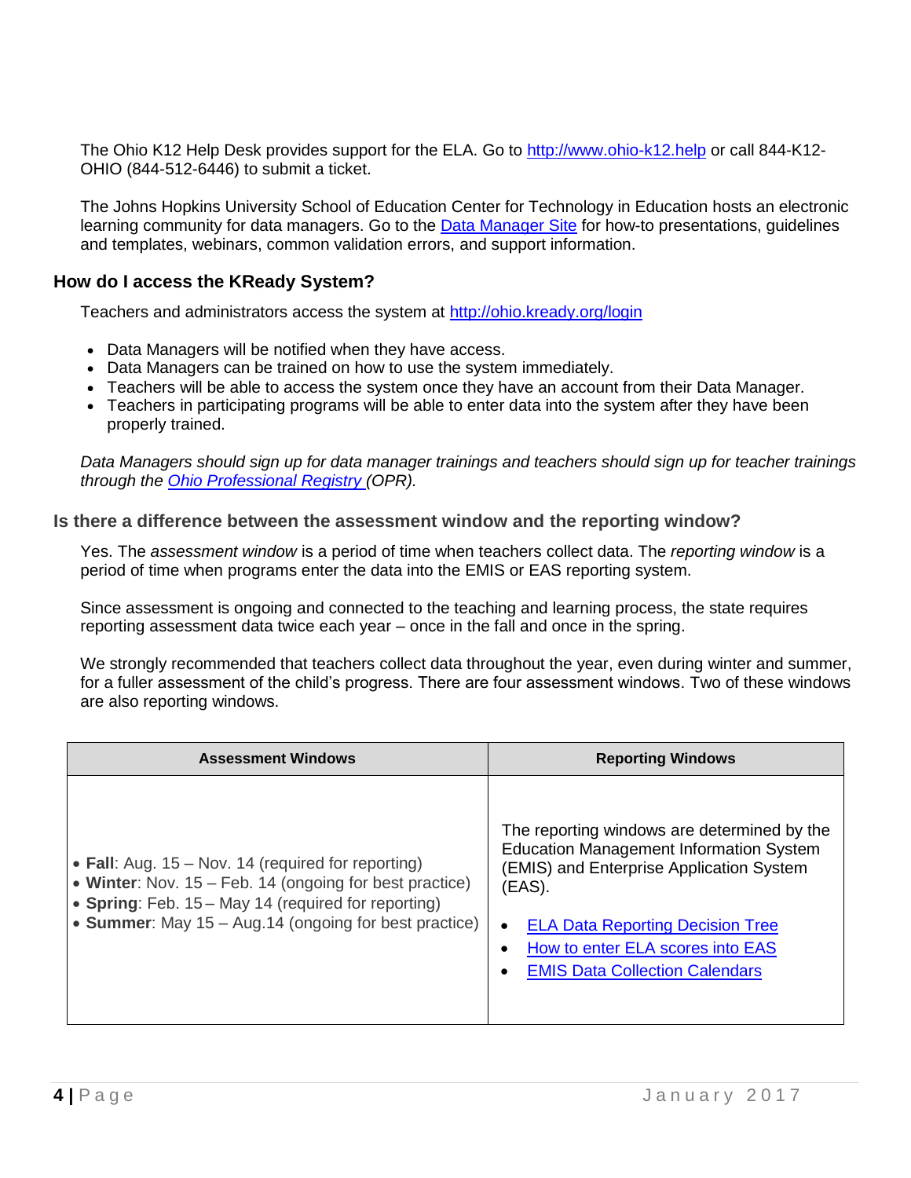The Ohio K12 Help Desk provides support for the ELA. Go to http://www.ohio-k12.help or call 844-K12-OHIO (844-512-6446) to submit a ticket.

The Johns Hopkins University School of Education Center for Technology in Education hosts an electronic learning community for data managers. Go to the Data Manager Site for how-to presentations, guidelines and templates, webinars, common validation errors, and support information.

### How do I access the KReady System?

Teachers and administrators access the system at http://ohio.kready.org/login

- Data Managers will be notified when they have access.
- Data Managers can be trained on how to use the system immediately.
- Teachers will be able to access the system once they have an account from their Data Manager.
- Teachers in participating programs will be able to enter data into the system after they have been properly trained.

*Data Managers should sign up for data manager trainings and teachers should sign up for teacher trainings through the Ohio Professional Registry (OPR).*

### Is there a difference between the assessment window and the reporting window?

Yes. The *assessment window* is a period of time when teachers collect data. The *reporting window* is a period of time when programs enter the data into the EMIS or EAS reporting system.

Since assessment is ongoing and connected to the teaching and learning process, the state requires reporting assessment data twice each year – once in the fall and once in the spring.

We strongly recommended that teachers collect data throughout the year, even during winter and summer, for a fuller assessment of the child's progress. There are four assessment windows. Two of these windows are also reporting windows.

| Assessment Windows | Reporting Windows |
|---|---|
| • **Fall**: Aug. 15 – Nov. 14 (required for reporting)<br>• **Winter**: Nov. 15 – Feb. 14 (ongoing for best practice)<br>• **Spring**: Feb. 15 – May 14 (required for reporting)<br>• **Summer**: May 15 – Aug.14 (ongoing for best practice) | The reporting windows are determined by the Education Management Information System (EMIS) and Enterprise Application System (EAS).<br>• ELA Data Reporting Decision Tree<br>• How to enter ELA scores into EAS<br>• EMIS Data Collection Calendars |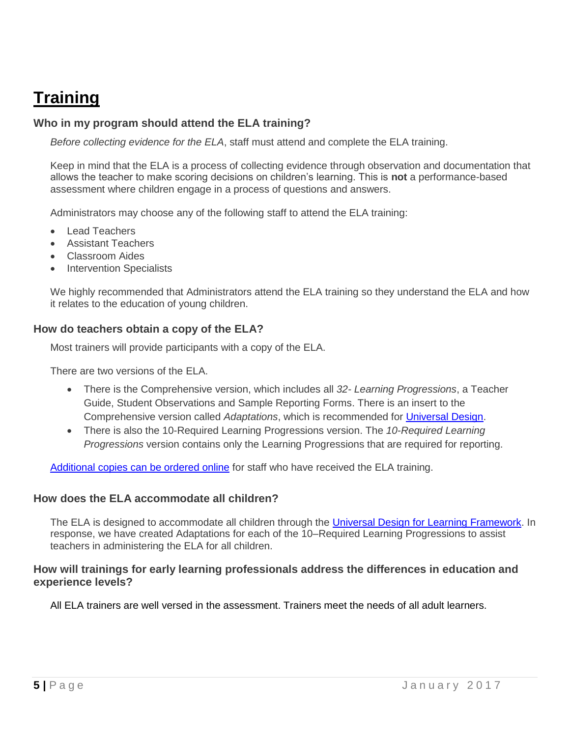# Training

### Who in my program should attend the ELA training?

*Before collecting evidence for the ELA*, staff must attend and complete the ELA training.

Keep in mind that the ELA is a process of collecting evidence through observation and documentation that allows the teacher to make scoring decisions on children's learning. This is **not** a performance-based assessment where children engage in a process of questions and answers.

Administrators may choose any of the following staff to attend the ELA training:

- Lead Teachers
- Assistant Teachers
- Classroom Aides
- Intervention Specialists

We highly recommended that Administrators attend the ELA training so they understand the ELA and how it relates to the education of young children.

### How do teachers obtain a copy of the ELA?

Most trainers will provide participants with a copy of the ELA.

There are two versions of the ELA.

- There is the Comprehensive version, which includes all *32- Learning Progressions*, a Teacher Guide, Student Observations and Sample Reporting Forms. There is an insert to the Comprehensive version called *Adaptations*, which is recommended for Universal Design.
- There is also the 10-Required Learning Progressions version. The *10-Required Learning Progressions* version contains only the Learning Progressions that are required for reporting.

Additional copies can be ordered online for staff who have received the ELA training.

### How does the ELA accommodate all children?

The ELA is designed to accommodate all children through the Universal Design for Learning Framework. In response, we have created Adaptations for each of the 10–Required Learning Progressions to assist teachers in administering the ELA for all children.

### How will trainings for early learning professionals address the differences in education and experience levels?

All ELA trainers are well versed in the assessment. Trainers meet the needs of all adult learners.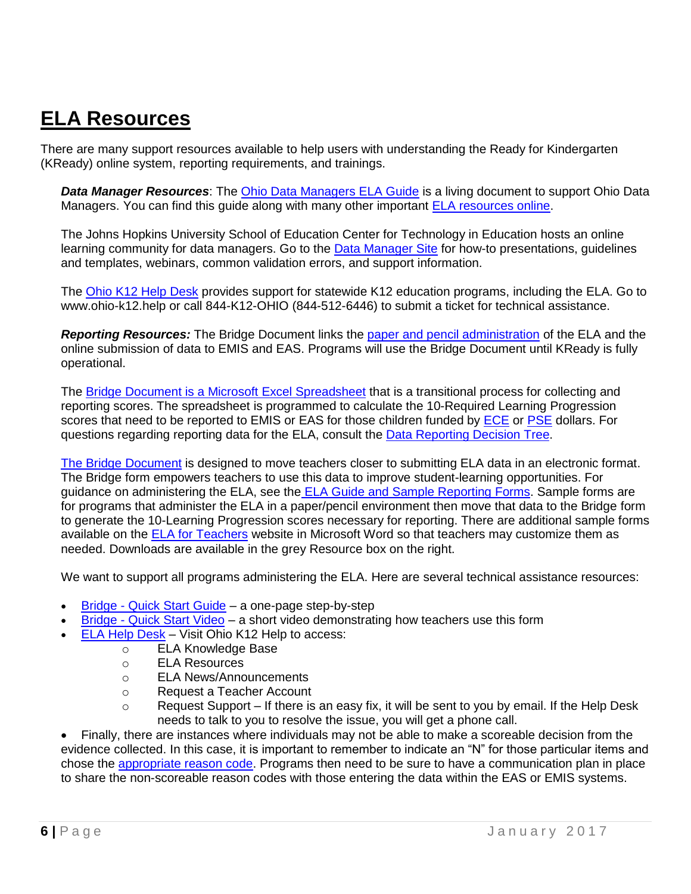# ELA Resources

There are many support resources available to help users with understanding the Ready for Kindergarten (KReady) online system, reporting requirements, and trainings.

***Data Manager Resources***: The Ohio Data Managers ELA Guide is a living document to support Ohio Data Managers. You can find this guide along with many other important ELA resources online.

The Johns Hopkins University School of Education Center for Technology in Education hosts an online learning community for data managers. Go to the Data Manager Site for how-to presentations, guidelines and templates, webinars, common validation errors, and support information.

The Ohio K12 Help Desk provides support for statewide K12 education programs, including the ELA. Go to www.ohio-k12.help or call 844-K12-OHIO (844-512-6446) to submit a ticket for technical assistance.

***Reporting Resources:*** The Bridge Document links the paper and pencil administration of the ELA and the online submission of data to EMIS and EAS. Programs will use the Bridge Document until KReady is fully operational.

The Bridge Document is a Microsoft Excel Spreadsheet that is a transitional process for collecting and reporting scores. The spreadsheet is programmed to calculate the 10-Required Learning Progression scores that need to be reported to EMIS or EAS for those children funded by ECE or PSE dollars. For questions regarding reporting data for the ELA, consult the Data Reporting Decision Tree.

The Bridge Document is designed to move teachers closer to submitting ELA data in an electronic format. The Bridge form empowers teachers to use this data to improve student-learning opportunities. For guidance on administering the ELA, see the ELA Guide and Sample Reporting Forms. Sample forms are for programs that administer the ELA in a paper/pencil environment then move that data to the Bridge form to generate the 10-Learning Progression scores necessary for reporting. There are additional sample forms available on the ELA for Teachers website in Microsoft Word so that teachers may customize them as needed. Downloads are available in the grey Resource box on the right.

We want to support all programs administering the ELA. Here are several technical assistance resources:

- Bridge - Quick Start Guide – a one-page step-by-step
- Bridge - Quick Start Video – a short video demonstrating how teachers use this form
- ELA Help Desk – Visit Ohio K12 Help to access:
  - ELA Knowledge Base
  - ELA Resources
  - ELA News/Announcements
  - Request a Teacher Account
  - Request Support – If there is an easy fix, it will be sent to you by email. If the Help Desk needs to talk to you to resolve the issue, you will get a phone call.
- Finally, there are instances where individuals may not be able to make a scoreable decision from the evidence collected. In this case, it is important to remember to indicate an "N" for those particular items and chose the appropriate reason code. Programs then need to be sure to have a communication plan in place to share the non-scoreable reason codes with those entering the data within the EAS or EMIS systems.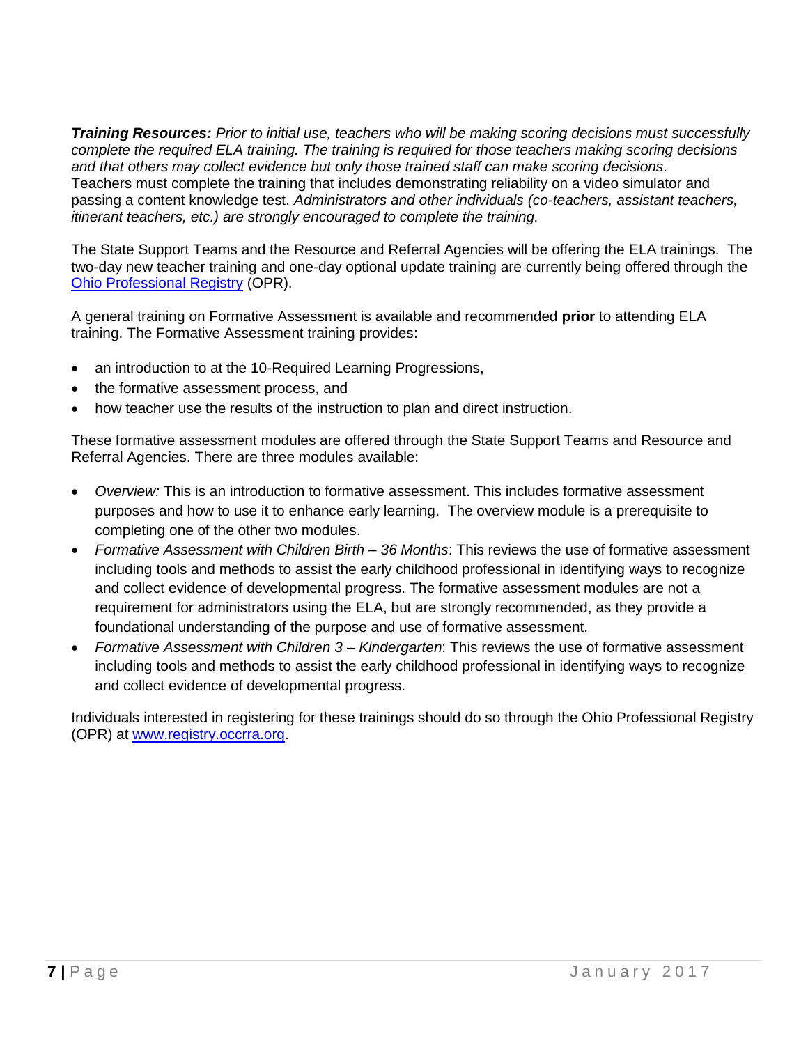***Training Resources:*** *Prior to initial use, teachers who will be making scoring decisions must successfully complete the required ELA training. The training is required for those teachers making scoring decisions and that others may collect evidence but only those trained staff can make scoring decisions*. Teachers must complete the training that includes demonstrating reliability on a video simulator and passing a content knowledge test. *Administrators and other individuals (co-teachers, assistant teachers, itinerant teachers, etc.) are strongly encouraged to complete the training.*

The State Support Teams and the Resource and Referral Agencies will be offering the ELA trainings. The two-day new teacher training and one-day optional update training are currently being offered through the [Ohio Professional Registry](www.registry.occrra.org) (OPR).

A general training on Formative Assessment is available and recommended **prior** to attending ELA training. The Formative Assessment training provides:

- an introduction to at the 10-Required Learning Progressions,
- the formative assessment process, and
- how teacher use the results of the instruction to plan and direct instruction.

These formative assessment modules are offered through the State Support Teams and Resource and Referral Agencies. There are three modules available:

- *Overview:* This is an introduction to formative assessment. This includes formative assessment purposes and how to use it to enhance early learning. The overview module is a prerequisite to completing one of the other two modules.
- *Formative Assessment with Children Birth – 36 Months*: This reviews the use of formative assessment including tools and methods to assist the early childhood professional in identifying ways to recognize and collect evidence of developmental progress. The formative assessment modules are not a requirement for administrators using the ELA, but are strongly recommended, as they provide a foundational understanding of the purpose and use of formative assessment.
- *Formative Assessment with Children 3 – Kindergarten*: This reviews the use of formative assessment including tools and methods to assist the early childhood professional in identifying ways to recognize and collect evidence of developmental progress.

Individuals interested in registering for these trainings should do so through the Ohio Professional Registry (OPR) at [www.registry.occrra.org](www.registry.occrra.org).